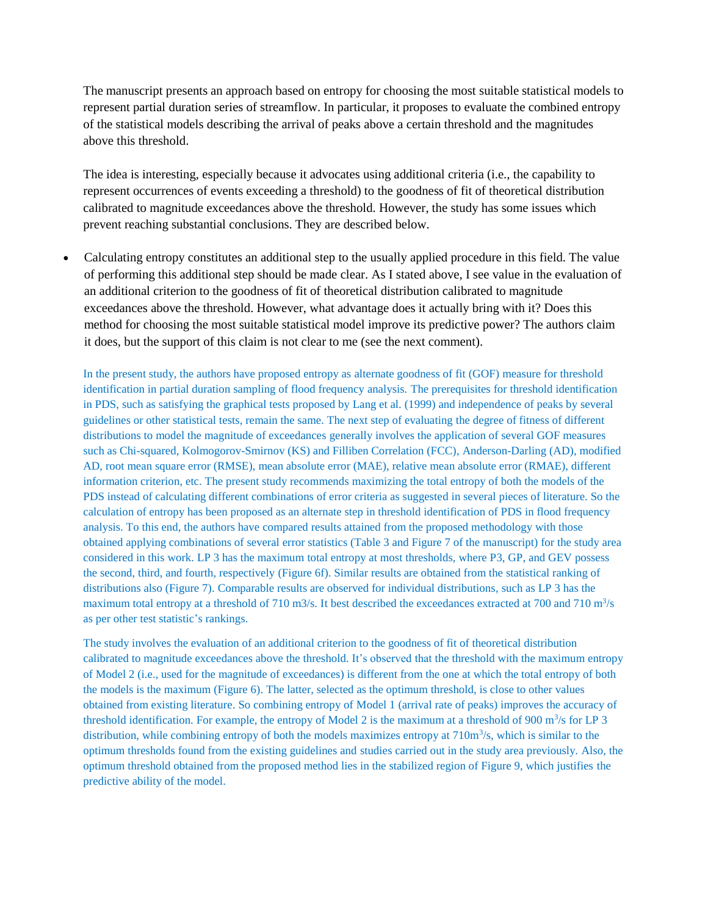The manuscript presents an approach based on entropy for choosing the most suitable statistical models to represent partial duration series of streamflow. In particular, it proposes to evaluate the combined entropy of the statistical models describing the arrival of peaks above a certain threshold and the magnitudes above this threshold.

The idea is interesting, especially because it advocates using additional criteria (i.e., the capability to represent occurrences of events exceeding a threshold) to the goodness of fit of theoretical distribution calibrated to magnitude exceedances above the threshold. However, the study has some issues which prevent reaching substantial conclusions. They are described below.

- Calculating entropy constitutes an additional step to the usually applied procedure in this field. The value of performing this additional step should be made clear. As I stated above, I see value in the evaluation of an additional criterion to the goodness of fit of theoretical distribution calibrated to magnitude exceedances above the threshold. However, what advantage does it actually bring with it? Does this method for choosing the most suitable statistical model improve its predictive power? The authors claim it does, but the support of this claim is not clear to me (see the next comment).

In the present study, the authors have proposed entropy as alternate goodness of fit (GOF) measure for threshold identification in partial duration sampling of flood frequency analysis. The prerequisites for threshold identification in PDS, such as satisfying the graphical tests proposed by Lang et al. (1999) and independence of peaks by several guidelines or other statistical tests, remain the same. The next step of evaluating the degree of fitness of different distributions to model the magnitude of exceedances generally involves the application of several GOF measures such as Chi-squared, Kolmogorov-Smirnov (KS) and Filliben Correlation (FCC), Anderson-Darling (AD), modified AD, root mean square error (RMSE), mean absolute error (MAE), relative mean absolute error (RMAE), different information criterion, etc. The present study recommends maximizing the total entropy of both the models of the PDS instead of calculating different combinations of error criteria as suggested in several pieces of literature. So the calculation of entropy has been proposed as an alternate step in threshold identification of PDS in flood frequency analysis. To this end, the authors have compared results attained from the proposed methodology with those obtained applying combinations of several error statistics (Table 3 and Figure 7 of the manuscript) for the study area considered in this work. LP 3 has the maximum total entropy at most thresholds, where P3, GP, and GEV possess the second, third, and fourth, respectively (Figure 6f). Similar results are obtained from the statistical ranking of distributions also (Figure 7). Comparable results are observed for individual distributions, such as LP 3 has the maximum total entropy at a threshold of 710 m3/s. It best described the exceedances extracted at 700 and 710 $m^3/s$ as per other test statistic's rankings.

The study involves the evaluation of an additional criterion to the goodness of fit of theoretical distribution calibrated to magnitude exceedances above the threshold. It's observed that the threshold with the maximum entropy of Model 2 (i.e., used for the magnitude of exceedances) is different from the one at which the total entropy of both the models is the maximum (Figure 6). The latter, selected as the optimum threshold, is close to other values obtained from existing literature. So combining entropy of Model 1 (arrival rate of peaks) improves the accuracy of threshold identification. For example, the entropy of Model 2 is the maximum at a threshold of 900 $m^3/s$ for LP 3 distribution, while combining entropy of both the models maximizes entropy at 710$m^3/s$, which is similar to the optimum thresholds found from the existing guidelines and studies carried out in the study area previously. Also, the optimum threshold obtained from the proposed method lies in the stabilized region of Figure 9, which justifies the predictive ability of the model.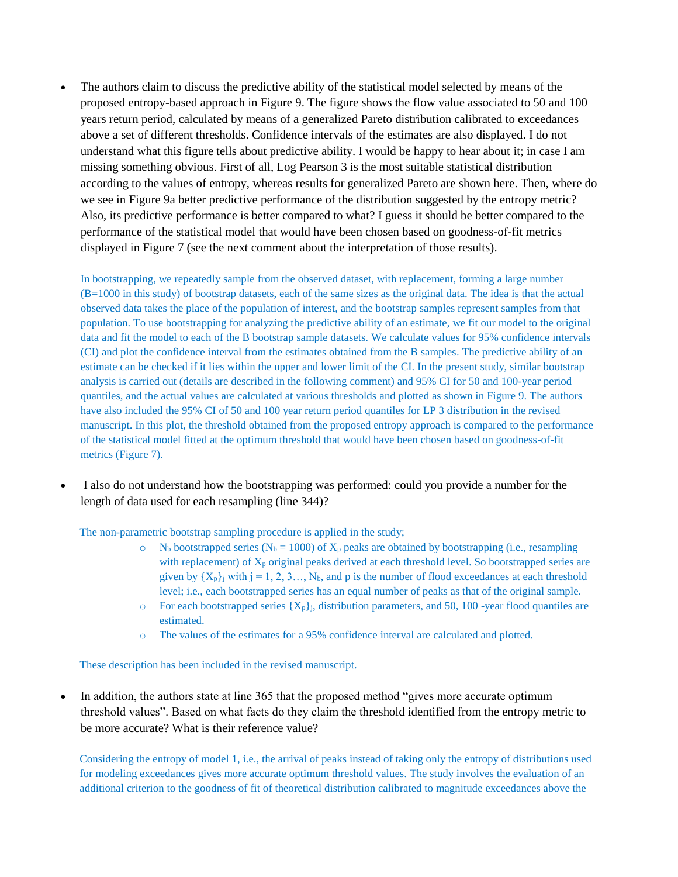- The authors claim to discuss the predictive ability of the statistical model selected by means of the proposed entropy-based approach in Figure 9. The figure shows the flow value associated to 50 and 100 years return period, calculated by means of a generalized Pareto distribution calibrated to exceedances above a set of different thresholds. Confidence intervals of the estimates are also displayed. I do not understand what this figure tells about predictive ability. I would be happy to hear about it; in case I am missing something obvious. First of all, Log Pearson 3 is the most suitable statistical distribution according to the values of entropy, whereas results for generalized Pareto are shown here. Then, where do we see in Figure 9a better predictive performance of the distribution suggested by the entropy metric? Also, its predictive performance is better compared to what? I guess it should be better compared to the performance of the statistical model that would have been chosen based on goodness-of-fit metrics displayed in Figure 7 (see the next comment about the interpretation of those results).

  In bootstrapping, we repeatedly sample from the observed dataset, with replacement, forming a large number (B=1000 in this study) of bootstrap datasets, each of the same sizes as the original data. The idea is that the actual observed data takes the place of the population of interest, and the bootstrap samples represent samples from that population. To use bootstrapping for analyzing the predictive ability of an estimate, we fit our model to the original data and fit the model to each of the B bootstrap sample datasets. We calculate values for 95% confidence intervals (CI) and plot the confidence interval from the estimates obtained from the B samples. The predictive ability of an estimate can be checked if it lies within the upper and lower limit of the CI. In the present study, similar bootstrap analysis is carried out (details are described in the following comment) and 95% CI for 50 and 100-year period quantiles, and the actual values are calculated at various thresholds and plotted as shown in Figure 9. The authors have also included the 95% CI of 50 and 100 year return period quantiles for LP 3 distribution in the revised manuscript. In this plot, the threshold obtained from the proposed entropy approach is compared to the performance of the statistical model fitted at the optimum threshold that would have been chosen based on goodness-of-fit metrics (Figure 7).

- I also do not understand how the bootstrapping was performed: could you provide a number for the length of data used for each resampling (line 344)?

  The non-parametric bootstrap sampling procedure is applied in the study;

  - $N_b$ bootstrapped series ($N_b$ = 1000) of $X_p$ peaks are obtained by bootstrapping (i.e., resampling with replacement) of $X_p$ original peaks derived at each threshold level. So bootstrapped series are given by $\{X_p\}_j$ with j = 1, 2, 3…, $N_b$, and p is the number of flood exceedances at each threshold level; i.e., each bootstrapped series has an equal number of peaks as that of the original sample.
  - For each bootstrapped series $\{X_p\}_j$, distribution parameters, and 50, 100 -year flood quantiles are estimated.
  - The values of the estimates for a 95% confidence interval are calculated and plotted.

  These description has been included in the revised manuscript.

- In addition, the authors state at line 365 that the proposed method "gives more accurate optimum threshold values". Based on what facts do they claim the threshold identified from the entropy metric to be more accurate? What is their reference value?

  Considering the entropy of model 1, i.e., the arrival of peaks instead of taking only the entropy of distributions used for modeling exceedances gives more accurate optimum threshold values. The study involves the evaluation of an additional criterion to the goodness of fit of theoretical distribution calibrated to magnitude exceedances above the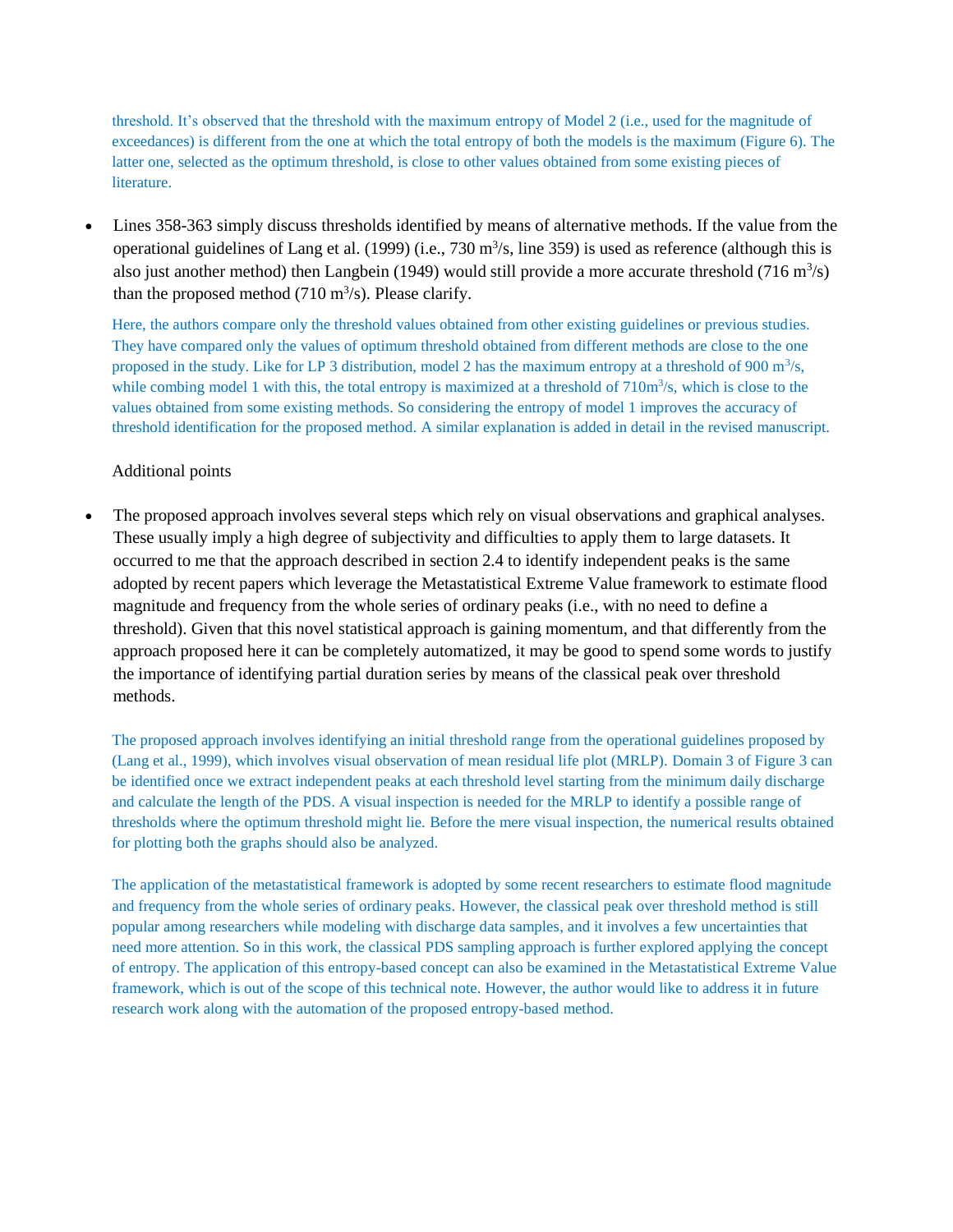threshold. It's observed that the threshold with the maximum entropy of Model 2 (i.e., used for the magnitude of exceedances) is different from the one at which the total entropy of both the models is the maximum (Figure 6). The latter one, selected as the optimum threshold, is close to other values obtained from some existing pieces of literature.

- Lines 358-363 simply discuss thresholds identified by means of alternative methods. If the value from the operational guidelines of Lang et al. (1999) (i.e., 730 $m^3/s$, line 359) is used as reference (although this is also just another method) then Langbein (1949) would still provide a more accurate threshold (716 $m^3/s$) than the proposed method (710 $m^3/s$). Please clarify.

Here, the authors compare only the threshold values obtained from other existing guidelines or previous studies. They have compared only the values of optimum threshold obtained from different methods are close to the one proposed in the study. Like for LP 3 distribution, model 2 has the maximum entropy at a threshold of 900 $m^3/s$, while combing model 1 with this, the total entropy is maximized at a threshold of 710$m^3/s$, which is close to the values obtained from some existing methods. So considering the entropy of model 1 improves the accuracy of threshold identification for the proposed method. A similar explanation is added in detail in the revised manuscript.

Additional points

- The proposed approach involves several steps which rely on visual observations and graphical analyses. These usually imply a high degree of subjectivity and difficulties to apply them to large datasets. It occurred to me that the approach described in section 2.4 to identify independent peaks is the same adopted by recent papers which leverage the Metastatistical Extreme Value framework to estimate flood magnitude and frequency from the whole series of ordinary peaks (i.e., with no need to define a threshold). Given that this novel statistical approach is gaining momentum, and that differently from the approach proposed here it can be completely automatized, it may be good to spend some words to justify the importance of identifying partial duration series by means of the classical peak over threshold methods.

The proposed approach involves identifying an initial threshold range from the operational guidelines proposed by (Lang et al., 1999), which involves visual observation of mean residual life plot (MRLP). Domain 3 of Figure 3 can be identified once we extract independent peaks at each threshold level starting from the minimum daily discharge and calculate the length of the PDS. A visual inspection is needed for the MRLP to identify a possible range of thresholds where the optimum threshold might lie. Before the mere visual inspection, the numerical results obtained for plotting both the graphs should also be analyzed.

The application of the metastatistical framework is adopted by some recent researchers to estimate flood magnitude and frequency from the whole series of ordinary peaks. However, the classical peak over threshold method is still popular among researchers while modeling with discharge data samples, and it involves a few uncertainties that need more attention. So in this work, the classical PDS sampling approach is further explored applying the concept of entropy. The application of this entropy-based concept can also be examined in the Metastatistical Extreme Value framework, which is out of the scope of this technical note. However, the author would like to address it in future research work along with the automation of the proposed entropy-based method.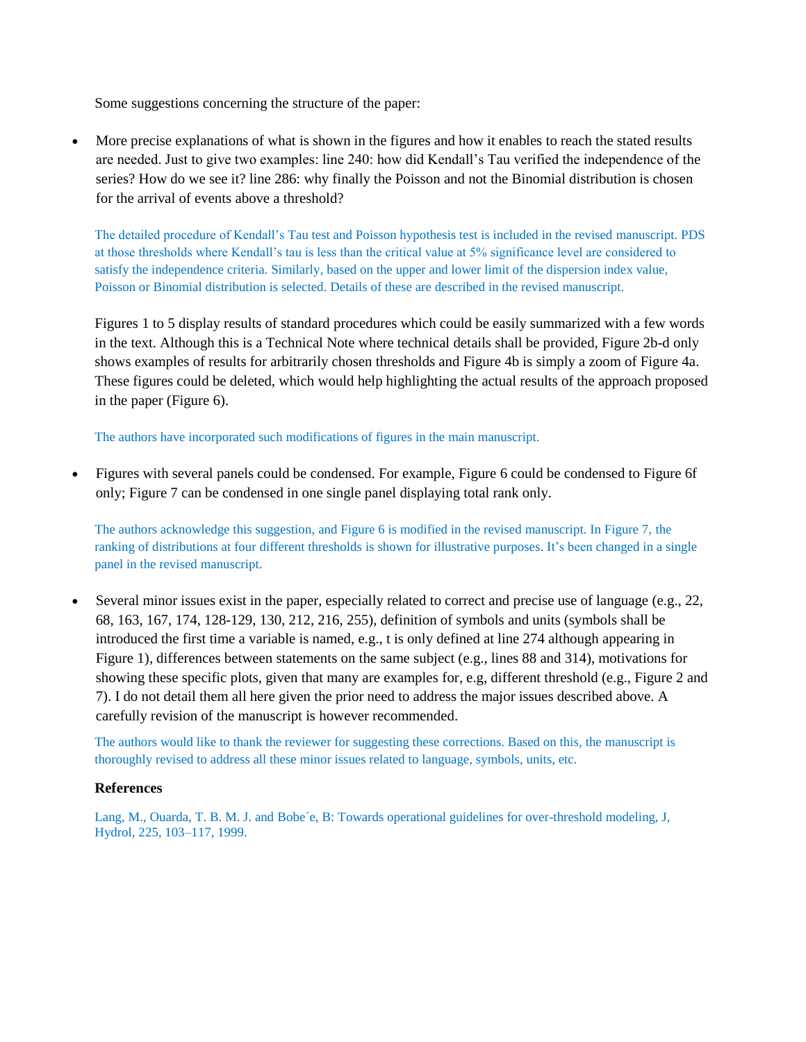Some suggestions concerning the structure of the paper:

- More precise explanations of what is shown in the figures and how it enables to reach the stated results are needed. Just to give two examples: line 240: how did Kendall's Tau verified the independence of the series? How do we see it? line 286: why finally the Poisson and not the Binomial distribution is chosen for the arrival of events above a threshold?

  The detailed procedure of Kendall's Tau test and Poisson hypothesis test is included in the revised manuscript. PDS at those thresholds where Kendall's tau is less than the critical value at 5% significance level are considered to satisfy the independence criteria. Similarly, based on the upper and lower limit of the dispersion index value, Poisson or Binomial distribution is selected. Details of these are described in the revised manuscript.

  Figures 1 to 5 display results of standard procedures which could be easily summarized with a few words in the text. Although this is a Technical Note where technical details shall be provided, Figure 2b-d only shows examples of results for arbitrarily chosen thresholds and Figure 4b is simply a zoom of Figure 4a. These figures could be deleted, which would help highlighting the actual results of the approach proposed in the paper (Figure 6).

  The authors have incorporated such modifications of figures in the main manuscript.

- Figures with several panels could be condensed. For example, Figure 6 could be condensed to Figure 6f only; Figure 7 can be condensed in one single panel displaying total rank only.

  The authors acknowledge this suggestion, and Figure 6 is modified in the revised manuscript. In Figure 7, the ranking of distributions at four different thresholds is shown for illustrative purposes. It's been changed in a single panel in the revised manuscript.

- Several minor issues exist in the paper, especially related to correct and precise use of language (e.g., 22, 68, 163, 167, 174, 128-129, 130, 212, 216, 255), definition of symbols and units (symbols shall be introduced the first time a variable is named, e.g., t is only defined at line 274 although appearing in Figure 1), differences between statements on the same subject (e.g., lines 88 and 314), motivations for showing these specific plots, given that many are examples for, e.g, different threshold (e.g., Figure 2 and 7). I do not detail them all here given the prior need to address the major issues described above. A carefully revision of the manuscript is however recommended.

  The authors would like to thank the reviewer for suggesting these corrections. Based on this, the manuscript is thoroughly revised to address all these minor issues related to language, symbols, units, etc.

**References**

Lang, M., Ouarda, T. B. M. J. and Bobe´e, B: Towards operational guidelines for over-threshold modeling, J, Hydrol, 225, 103–117, 1999.